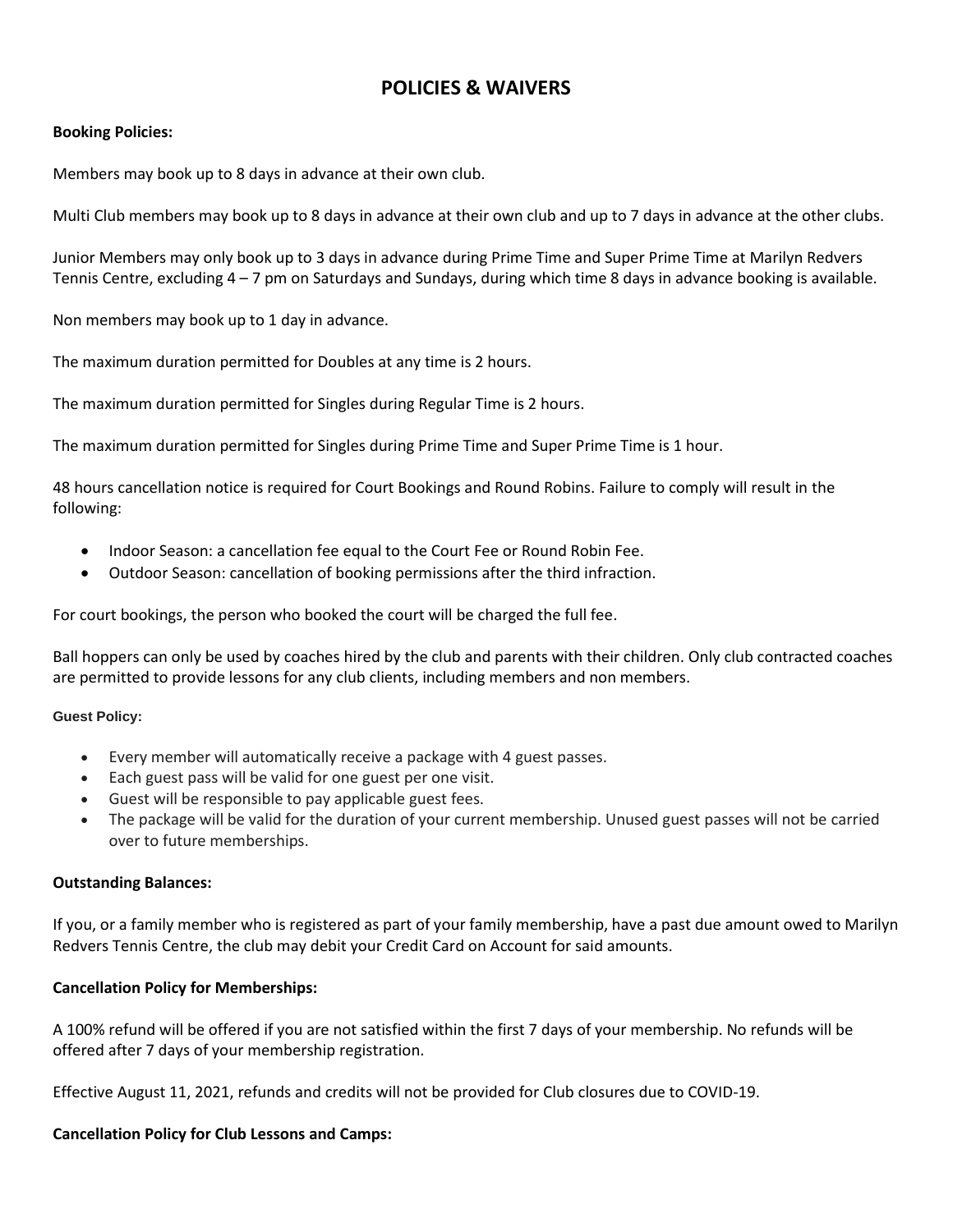# POLICIES & WAIVERS

**Booking Policies:**

Members may book up to 8 days in advance at their own club.

Multi Club members may book up to 8 days in advance at their own club and up to 7 days in advance at the other clubs.

Junior Members may only book up to 3 days in advance during Prime Time and Super Prime Time at Marilyn Redvers Tennis Centre, excluding 4 – 7 pm on Saturdays and Sundays, during which time 8 days in advance booking is available.

Non members may book up to 1 day in advance.

The maximum duration permitted for Doubles at any time is 2 hours.

The maximum duration permitted for Singles during Regular Time is 2 hours.

The maximum duration permitted for Singles during Prime Time and Super Prime Time is 1 hour.

48 hours cancellation notice is required for Court Bookings and Round Robins. Failure to comply will result in the following:

- Indoor Season: a cancellation fee equal to the Court Fee or Round Robin Fee.
- Outdoor Season: cancellation of booking permissions after the third infraction.

For court bookings, the person who booked the court will be charged the full fee.

Ball hoppers can only be used by coaches hired by the club and parents with their children. Only club contracted coaches are permitted to provide lessons for any club clients, including members and non members.

**Guest Policy:**

- Every member will automatically receive a package with 4 guest passes.
- Each guest pass will be valid for one guest per one visit.
- Guest will be responsible to pay applicable guest fees.
- The package will be valid for the duration of your current membership. Unused guest passes will not be carried over to future memberships.

**Outstanding Balances:**

If you, or a family member who is registered as part of your family membership, have a past due amount owed to Marilyn Redvers Tennis Centre, the club may debit your Credit Card on Account for said amounts.

**Cancellation Policy for Memberships:**

A 100% refund will be offered if you are not satisfied within the first 7 days of your membership. No refunds will be offered after 7 days of your membership registration.

Effective August 11, 2021, refunds and credits will not be provided for Club closures due to COVID-19.

**Cancellation Policy for Club Lessons and Camps:**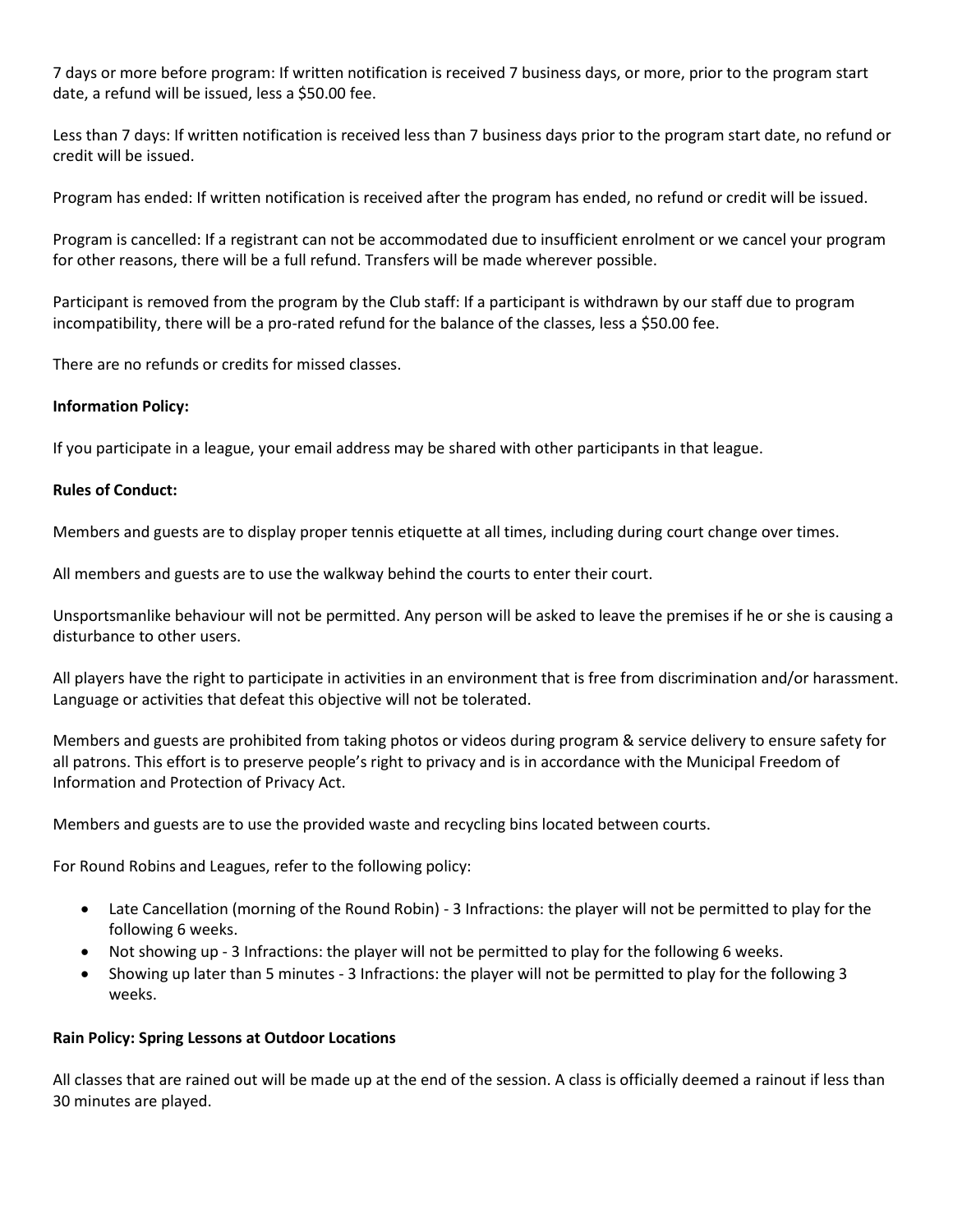7 days or more before program: If written notification is received 7 business days, or more, prior to the program start date, a refund will be issued, less a $50.00 fee.

Less than 7 days: If written notification is received less than 7 business days prior to the program start date, no refund or credit will be issued.

Program has ended: If written notification is received after the program has ended, no refund or credit will be issued.

Program is cancelled: If a registrant can not be accommodated due to insufficient enrolment or we cancel your program for other reasons, there will be a full refund. Transfers will be made wherever possible.

Participant is removed from the program by the Club staff: If a participant is withdrawn by our staff due to program incompatibility, there will be a pro-rated refund for the balance of the classes, less a $50.00 fee.

There are no refunds or credits for missed classes.

**Information Policy:**

If you participate in a league, your email address may be shared with other participants in that league.

**Rules of Conduct:**

Members and guests are to display proper tennis etiquette at all times, including during court change over times.

All members and guests are to use the walkway behind the courts to enter their court.

Unsportsmanlike behaviour will not be permitted. Any person will be asked to leave the premises if he or she is causing a disturbance to other users.

All players have the right to participate in activities in an environment that is free from discrimination and/or harassment. Language or activities that defeat this objective will not be tolerated.

Members and guests are prohibited from taking photos or videos during program & service delivery to ensure safety for all patrons. This effort is to preserve people's right to privacy and is in accordance with the Municipal Freedom of Information and Protection of Privacy Act.

Members and guests are to use the provided waste and recycling bins located between courts.

For Round Robins and Leagues, refer to the following policy:

- Late Cancellation (morning of the Round Robin) - 3 Infractions: the player will not be permitted to play for the following 6 weeks.
- Not showing up - 3 Infractions: the player will not be permitted to play for the following 6 weeks.
- Showing up later than 5 minutes - 3 Infractions: the player will not be permitted to play for the following 3 weeks.

**Rain Policy: Spring Lessons at Outdoor Locations**

All classes that are rained out will be made up at the end of the session. A class is officially deemed a rainout if less than 30 minutes are played.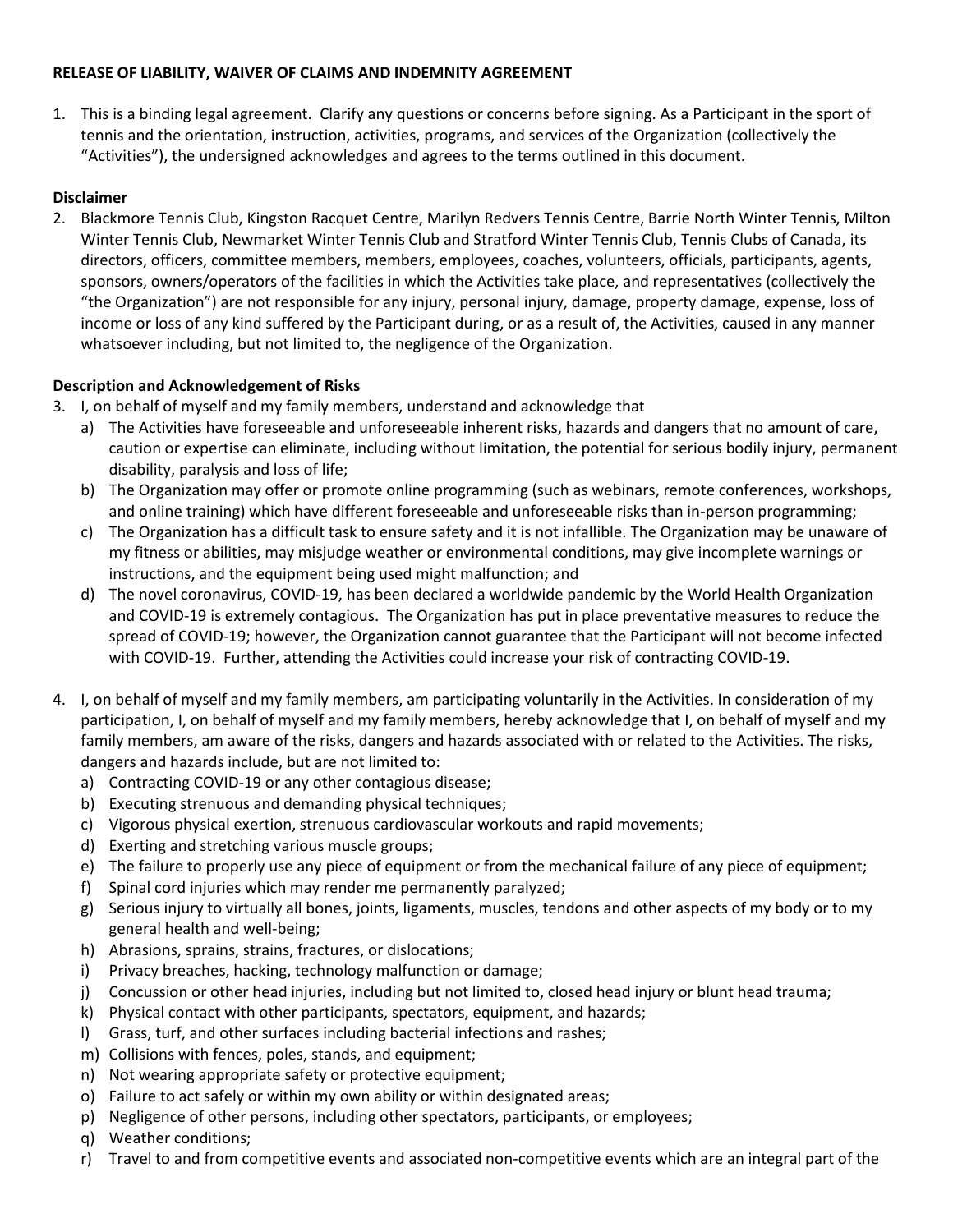**RELEASE OF LIABILITY, WAIVER OF CLAIMS AND INDEMNITY AGREEMENT**

1. This is a binding legal agreement. Clarify any questions or concerns before signing. As a Participant in the sport of tennis and the orientation, instruction, activities, programs, and services of the Organization (collectively the "Activities"), the undersigned acknowledges and agrees to the terms outlined in this document.

**Disclaimer**

2. Blackmore Tennis Club, Kingston Racquet Centre, Marilyn Redvers Tennis Centre, Barrie North Winter Tennis, Milton Winter Tennis Club, Newmarket Winter Tennis Club and Stratford Winter Tennis Club, Tennis Clubs of Canada, its directors, officers, committee members, members, employees, coaches, volunteers, officials, participants, agents, sponsors, owners/operators of the facilities in which the Activities take place, and representatives (collectively the "the Organization") are not responsible for any injury, personal injury, damage, property damage, expense, loss of income or loss of any kind suffered by the Participant during, or as a result of, the Activities, caused in any manner whatsoever including, but not limited to, the negligence of the Organization.

**Description and Acknowledgement of Risks**

3. I, on behalf of myself and my family members, understand and acknowledge that
   a) The Activities have foreseeable and unforeseeable inherent risks, hazards and dangers that no amount of care, caution or expertise can eliminate, including without limitation, the potential for serious bodily injury, permanent disability, paralysis and loss of life;
   b) The Organization may offer or promote online programming (such as webinars, remote conferences, workshops, and online training) which have different foreseeable and unforeseeable risks than in-person programming;
   c) The Organization has a difficult task to ensure safety and it is not infallible. The Organization may be unaware of my fitness or abilities, may misjudge weather or environmental conditions, may give incomplete warnings or instructions, and the equipment being used might malfunction; and
   d) The novel coronavirus, COVID-19, has been declared a worldwide pandemic by the World Health Organization and COVID-19 is extremely contagious. The Organization has put in place preventative measures to reduce the spread of COVID-19; however, the Organization cannot guarantee that the Participant will not become infected with COVID-19. Further, attending the Activities could increase your risk of contracting COVID-19.

4. I, on behalf of myself and my family members, am participating voluntarily in the Activities. In consideration of my participation, I, on behalf of myself and my family members, hereby acknowledge that I, on behalf of myself and my family members, am aware of the risks, dangers and hazards associated with or related to the Activities. The risks, dangers and hazards include, but are not limited to:
   a) Contracting COVID-19 or any other contagious disease;
   b) Executing strenuous and demanding physical techniques;
   c) Vigorous physical exertion, strenuous cardiovascular workouts and rapid movements;
   d) Exerting and stretching various muscle groups;
   e) The failure to properly use any piece of equipment or from the mechanical failure of any piece of equipment;
   f) Spinal cord injuries which may render me permanently paralyzed;
   g) Serious injury to virtually all bones, joints, ligaments, muscles, tendons and other aspects of my body or to my general health and well-being;
   h) Abrasions, sprains, strains, fractures, or dislocations;
   i) Privacy breaches, hacking, technology malfunction or damage;
   j) Concussion or other head injuries, including but not limited to, closed head injury or blunt head trauma;
   k) Physical contact with other participants, spectators, equipment, and hazards;
   l) Grass, turf, and other surfaces including bacterial infections and rashes;
   m) Collisions with fences, poles, stands, and equipment;
   n) Not wearing appropriate safety or protective equipment;
   o) Failure to act safely or within my own ability or within designated areas;
   p) Negligence of other persons, including other spectators, participants, or employees;
   q) Weather conditions;
   r) Travel to and from competitive events and associated non-competitive events which are an integral part of the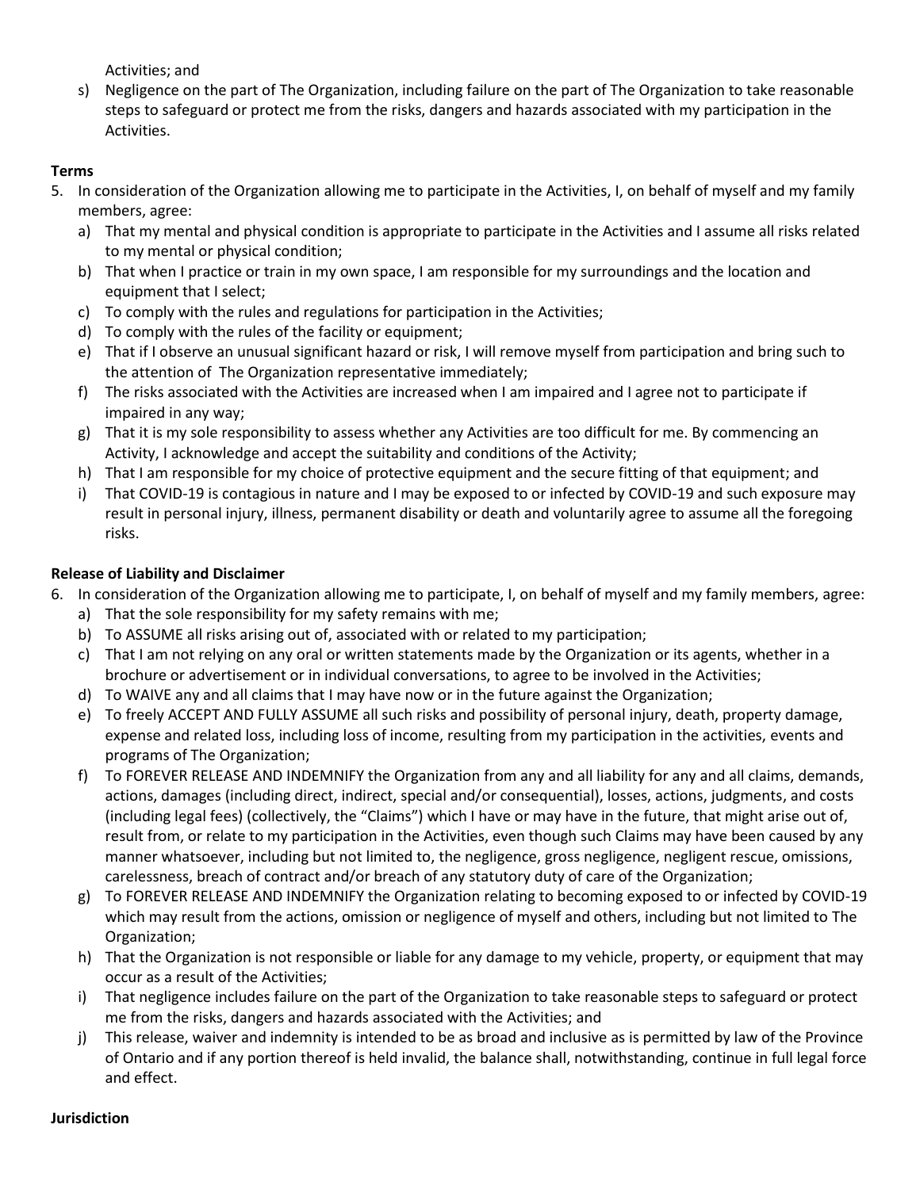Activities; and

s) Negligence on the part of The Organization, including failure on the part of The Organization to take reasonable steps to safeguard or protect me from the risks, dangers and hazards associated with my participation in the Activities.

**Terms**

5. In consideration of the Organization allowing me to participate in the Activities, I, on behalf of myself and my family members, agree:
   a) That my mental and physical condition is appropriate to participate in the Activities and I assume all risks related to my mental or physical condition;
   b) That when I practice or train in my own space, I am responsible for my surroundings and the location and equipment that I select;
   c) To comply with the rules and regulations for participation in the Activities;
   d) To comply with the rules of the facility or equipment;
   e) That if I observe an unusual significant hazard or risk, I will remove myself from participation and bring such to the attention of The Organization representative immediately;
   f) The risks associated with the Activities are increased when I am impaired and I agree not to participate if impaired in any way;
   g) That it is my sole responsibility to assess whether any Activities are too difficult for me. By commencing an Activity, I acknowledge and accept the suitability and conditions of the Activity;
   h) That I am responsible for my choice of protective equipment and the secure fitting of that equipment; and
   i) That COVID-19 is contagious in nature and I may be exposed to or infected by COVID-19 and such exposure may result in personal injury, illness, permanent disability or death and voluntarily agree to assume all the foregoing risks.

**Release of Liability and Disclaimer**

6. In consideration of the Organization allowing me to participate, I, on behalf of myself and my family members, agree:
   a) That the sole responsibility for my safety remains with me;
   b) To ASSUME all risks arising out of, associated with or related to my participation;
   c) That I am not relying on any oral or written statements made by the Organization or its agents, whether in a brochure or advertisement or in individual conversations, to agree to be involved in the Activities;
   d) To WAIVE any and all claims that I may have now or in the future against the Organization;
   e) To freely ACCEPT AND FULLY ASSUME all such risks and possibility of personal injury, death, property damage, expense and related loss, including loss of income, resulting from my participation in the activities, events and programs of The Organization;
   f) To FOREVER RELEASE AND INDEMNIFY the Organization from any and all liability for any and all claims, demands, actions, damages (including direct, indirect, special and/or consequential), losses, actions, judgments, and costs (including legal fees) (collectively, the "Claims") which I have or may have in the future, that might arise out of, result from, or relate to my participation in the Activities, even though such Claims may have been caused by any manner whatsoever, including but not limited to, the negligence, gross negligence, negligent rescue, omissions, carelessness, breach of contract and/or breach of any statutory duty of care of the Organization;
   g) To FOREVER RELEASE AND INDEMNIFY the Organization relating to becoming exposed to or infected by COVID-19 which may result from the actions, omission or negligence of myself and others, including but not limited to The Organization;
   h) That the Organization is not responsible or liable for any damage to my vehicle, property, or equipment that may occur as a result of the Activities;
   i) That negligence includes failure on the part of the Organization to take reasonable steps to safeguard or protect me from the risks, dangers and hazards associated with the Activities; and
   j) This release, waiver and indemnity is intended to be as broad and inclusive as is permitted by law of the Province of Ontario and if any portion thereof is held invalid, the balance shall, notwithstanding, continue in full legal force and effect.

**Jurisdiction**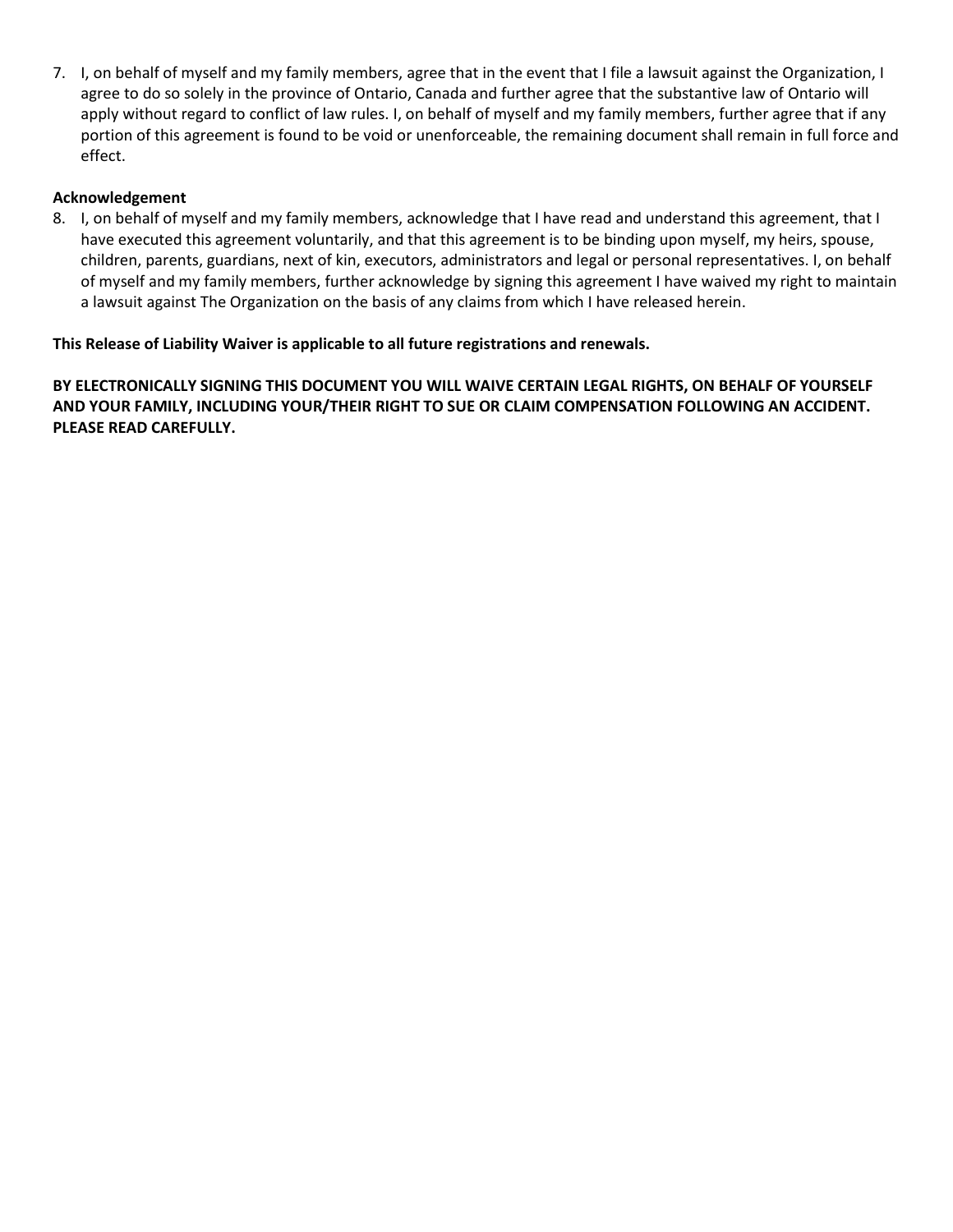7. I, on behalf of myself and my family members, agree that in the event that I file a lawsuit against the Organization, I agree to do so solely in the province of Ontario, Canada and further agree that the substantive law of Ontario will apply without regard to conflict of law rules. I, on behalf of myself and my family members, further agree that if any portion of this agreement is found to be void or unenforceable, the remaining document shall remain in full force and effect.

**Acknowledgement**

8. I, on behalf of myself and my family members, acknowledge that I have read and understand this agreement, that I have executed this agreement voluntarily, and that this agreement is to be binding upon myself, my heirs, spouse, children, parents, guardians, next of kin, executors, administrators and legal or personal representatives. I, on behalf of myself and my family members, further acknowledge by signing this agreement I have waived my right to maintain a lawsuit against The Organization on the basis of any claims from which I have released herein.

**This Release of Liability Waiver is applicable to all future registrations and renewals.**

**BY ELECTRONICALLY SIGNING THIS DOCUMENT YOU WILL WAIVE CERTAIN LEGAL RIGHTS, ON BEHALF OF YOURSELF AND YOUR FAMILY, INCLUDING YOUR/THEIR RIGHT TO SUE OR CLAIM COMPENSATION FOLLOWING AN ACCIDENT. PLEASE READ CAREFULLY.**